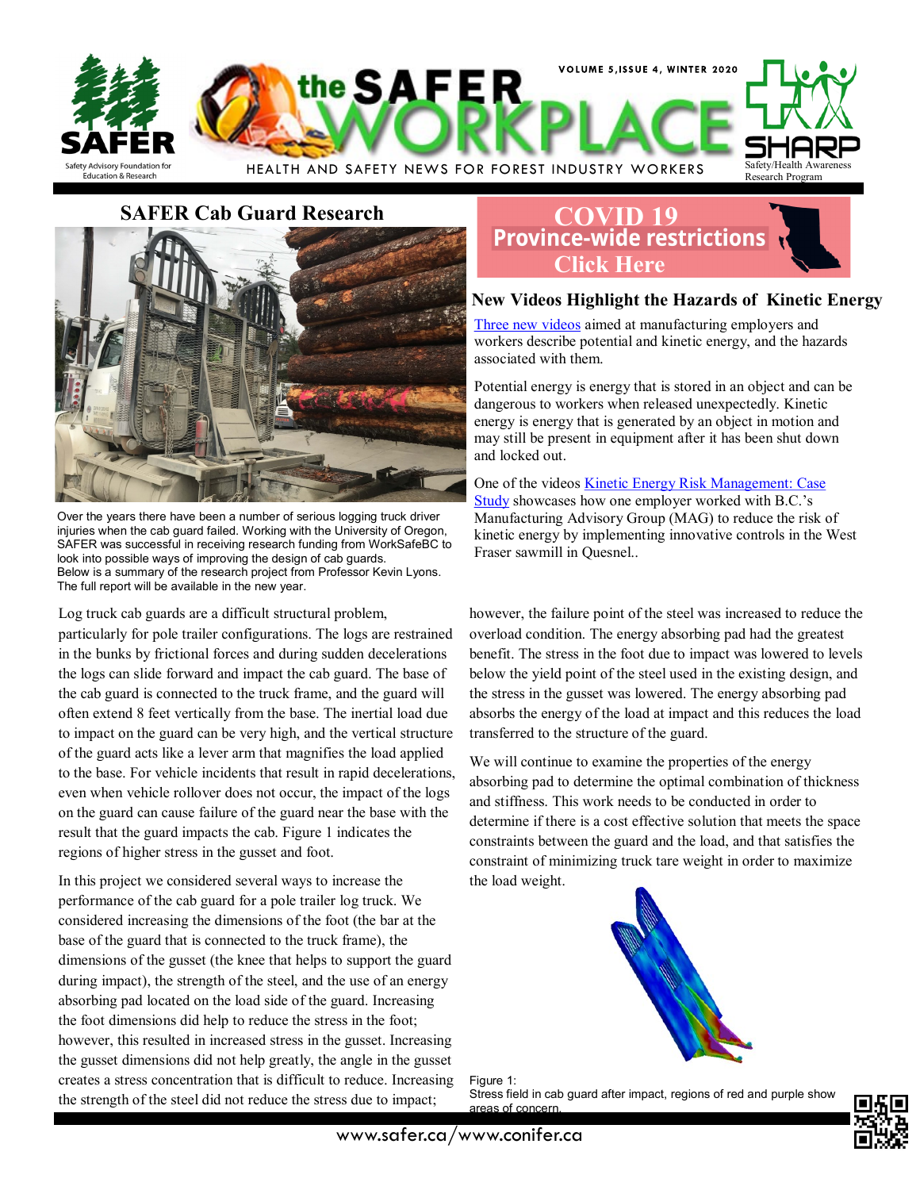# the SAFER WORKPLACE

HEALTH AND SAFETY NEWS FOR FOREST INDUSTRY WORKERS

VOLUME 5, ISSUE 4, WINTER 2020

## SAFER Cab Guard Research

Over the years there have been a number of serious logging truck driver injuries when the cab guard failed. Working with the University of Oregon, SAFER was successful in receiving research funding from WorkSafeBC to look into possible ways of improving the design of cab guards. Below is a summary of the research project from Professor Kevin Lyons. The full report will be available in the new year.

Log truck cab guards are a difficult structural problem, particularly for pole trailer configurations. The logs are restrained in the bunks by frictional forces and during sudden decelerations the logs can slide forward and impact the cab guard. The base of the cab guard is connected to the truck frame, and the guard will often extend 8 feet vertically from the base. The inertial load due to impact on the guard can be very high, and the vertical structure of the guard acts like a lever arm that magnifies the load applied to the base. For vehicle incidents that result in rapid decelerations, even when vehicle rollover does not occur, the impact of the logs on the guard can cause failure of the guard near the base with the result that the guard impacts the cab. Figure 1 indicates the regions of higher stress in the gusset and foot.

In this project we considered several ways to increase the performance of the cab guard for a pole trailer log truck. We considered increasing the dimensions of the foot (the bar at the base of the guard that is connected to the truck frame), the dimensions of the gusset (the knee that helps to support the guard during impact), the strength of the steel, and the use of an energy absorbing pad located on the load side of the guard. Increasing the foot dimensions did help to reduce the stress in the foot; however, this resulted in increased stress in the gusset. Increasing the gusset dimensions did not help greatly, the angle in the gusset creates a stress concentration that is difficult to reduce. Increasing the strength of the steel did not reduce the stress due to impact; however, the failure point of the steel was increased to reduce the overload condition. The energy absorbing pad had the greatest benefit. The stress in the foot due to impact was lowered to levels below the yield point of the steel used in the existing design, and the stress in the gusset was lowered. The energy absorbing pad absorbs the energy of the load at impact and this reduces the load transferred to the structure of the guard.

We will continue to examine the properties of the energy absorbing pad to determine the optimal combination of thickness and stiffness. This work needs to be conducted in order to determine if there is a cost effective solution that meets the space constraints between the guard and the load, and that satisfies the constraint of minimizing truck tare weight in order to maximize the load weight.

Figure 1:
Stress field in cab guard after impact, regions of red and purple show areas of concern.

**COVID 19**
**Province-wide restrictions**
**Click Here**

## New Videos Highlight the Hazards of Kinetic Energy

Three new videos aimed at manufacturing employers and workers describe potential and kinetic energy, and the hazards associated with them.

Potential energy is energy that is stored in an object and can be dangerous to workers when released unexpectedly. Kinetic energy is energy that is generated by an object in motion and may still be present in equipment after it has been shut down and locked out.

One of the videos Kinetic Energy Risk Management: Case Study showcases how one employer worked with B.C.'s Manufacturing Advisory Group (MAG) to reduce the risk of kinetic energy by implementing innovative controls in the West Fraser sawmill in Quesnel..

www.safer.ca/www.conifer.ca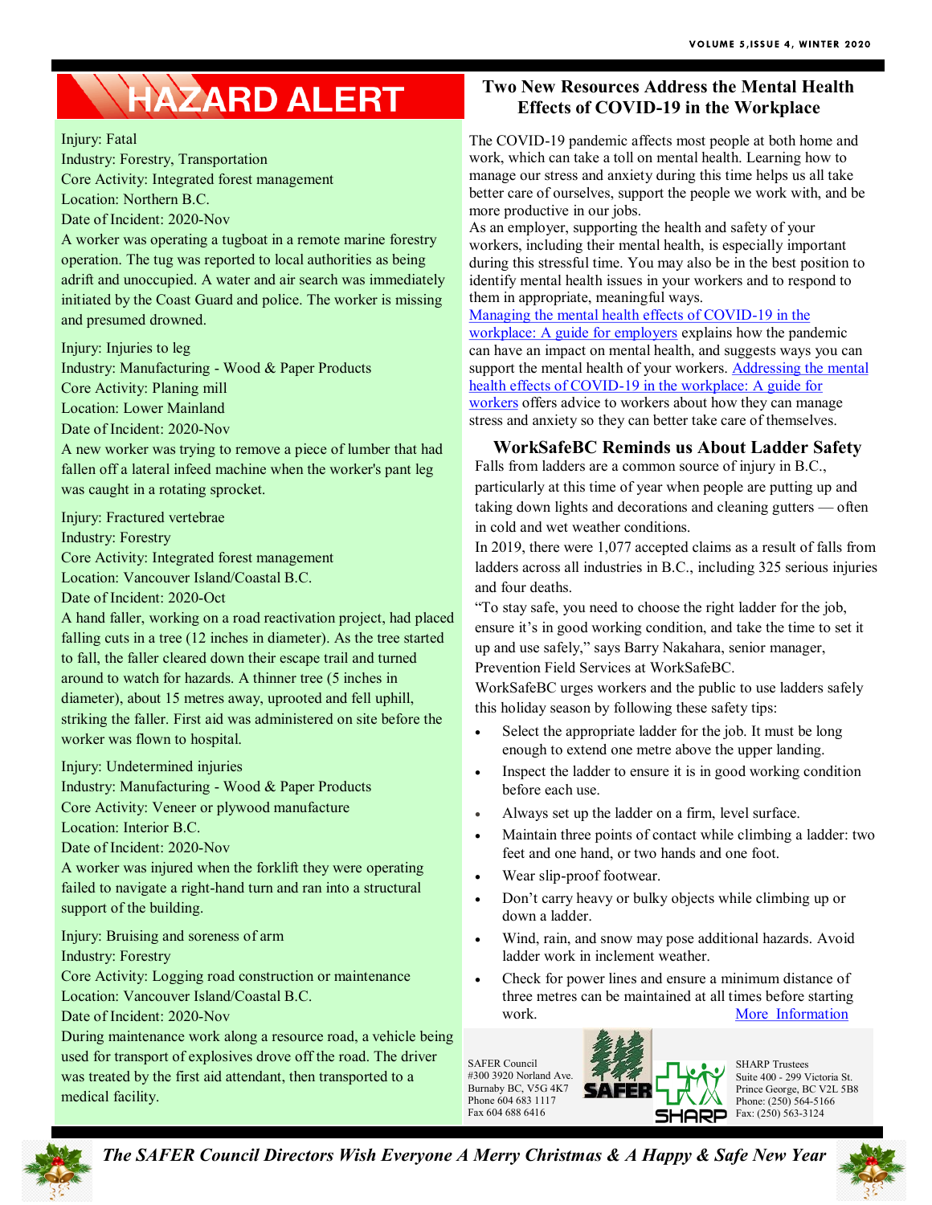# HAZARD ALERT

Injury: Fatal
Industry: Forestry, Transportation
Core Activity: Integrated forest management
Location: Northern B.C.
Date of Incident: 2020-Nov
A worker was operating a tugboat in a remote marine forestry operation. The tug was reported to local authorities as being adrift and unoccupied. A water and air search was immediately initiated by the Coast Guard and police. The worker is missing and presumed drowned.

Injury: Injuries to leg
Industry: Manufacturing - Wood & Paper Products
Core Activity: Planing mill
Location: Lower Mainland
Date of Incident: 2020-Nov
A new worker was trying to remove a piece of lumber that had fallen off a lateral infeed machine when the worker's pant leg was caught in a rotating sprocket.

Injury: Fractured vertebrae
Industry: Forestry
Core Activity: Integrated forest management
Location: Vancouver Island/Coastal B.C.
Date of Incident: 2020-Oct
A hand faller, working on a road reactivation project, had placed falling cuts in a tree (12 inches in diameter). As the tree started to fall, the faller cleared down their escape trail and turned around to watch for hazards. A thinner tree (5 inches in diameter), about 15 metres away, uprooted and fell uphill, striking the faller. First aid was administered on site before the worker was flown to hospital.

Injury: Undetermined injuries
Industry: Manufacturing - Wood & Paper Products
Core Activity: Veneer or plywood manufacture
Location: Interior B.C.
Date of Incident: 2020-Nov
A worker was injured when the forklift they were operating failed to navigate a right-hand turn and ran into a structural support of the building.

Injury: Bruising and soreness of arm
Industry: Forestry
Core Activity: Logging road construction or maintenance
Location: Vancouver Island/Coastal B.C.
Date of Incident: 2020-Nov
During maintenance work along a resource road, a vehicle being used for transport of explosives drove off the road. The driver was treated by the first aid attendant, then transported to a medical facility.

## Two New Resources Address the Mental Health Effects of COVID-19 in the Workplace

The COVID-19 pandemic affects most people at both home and work, which can take a toll on mental health. Learning how to manage our stress and anxiety during this time helps us all take better care of ourselves, support the people we work with, and be more productive in our jobs.

As an employer, supporting the health and safety of your workers, including their mental health, is especially important during this stressful time. You may also be in the best position to identify mental health issues in your workers and to respond to them in appropriate, meaningful ways.

Managing the mental health effects of COVID-19 in the workplace: A guide for employers explains how the pandemic can have an impact on mental health, and suggests ways you can support the mental health of your workers. Addressing the mental health effects of COVID-19 in the workplace: A guide for workers offers advice to workers about how they can manage stress and anxiety so they can better take care of themselves.

## WorkSafeBC Reminds us About Ladder Safety

Falls from ladders are a common source of injury in B.C., particularly at this time of year when people are putting up and taking down lights and decorations and cleaning gutters — often in cold and wet weather conditions.

In 2019, there were 1,077 accepted claims as a result of falls from ladders across all industries in B.C., including 325 serious injuries and four deaths.

"To stay safe, you need to choose the right ladder for the job, ensure it's in good working condition, and take the time to set it up and use safely," says Barry Nakahara, senior manager, Prevention Field Services at WorkSafeBC.

WorkSafeBC urges workers and the public to use ladders safely this holiday season by following these safety tips:

- Select the appropriate ladder for the job. It must be long enough to extend one metre above the upper landing.
- Inspect the ladder to ensure it is in good working condition before each use.
- Always set up the ladder on a firm, level surface.
- Maintain three points of contact while climbing a ladder: two feet and one hand, or two hands and one foot.
- Wear slip-proof footwear.
- Don't carry heavy or bulky objects while climbing up or down a ladder.
- Wind, rain, and snow may pose additional hazards. Avoid ladder work in inclement weather.
- Check for power lines and ensure a minimum distance of three metres can be maintained at all times before starting work.

More Information

SAFER Council
#300 3920 Norland Ave.
Burnaby BC, V5G 4K7
Phone 604 683 1117
Fax 604 688 6416

SHARP Trustees
Suite 400 - 299 Victoria St.
Prince George, BC V2L 5B8
Phone: (250) 564-5166
Fax: (250) 563-3124

*The SAFER Council Directors Wish Everyone A Merry Christmas & A Happy & Safe New Year*